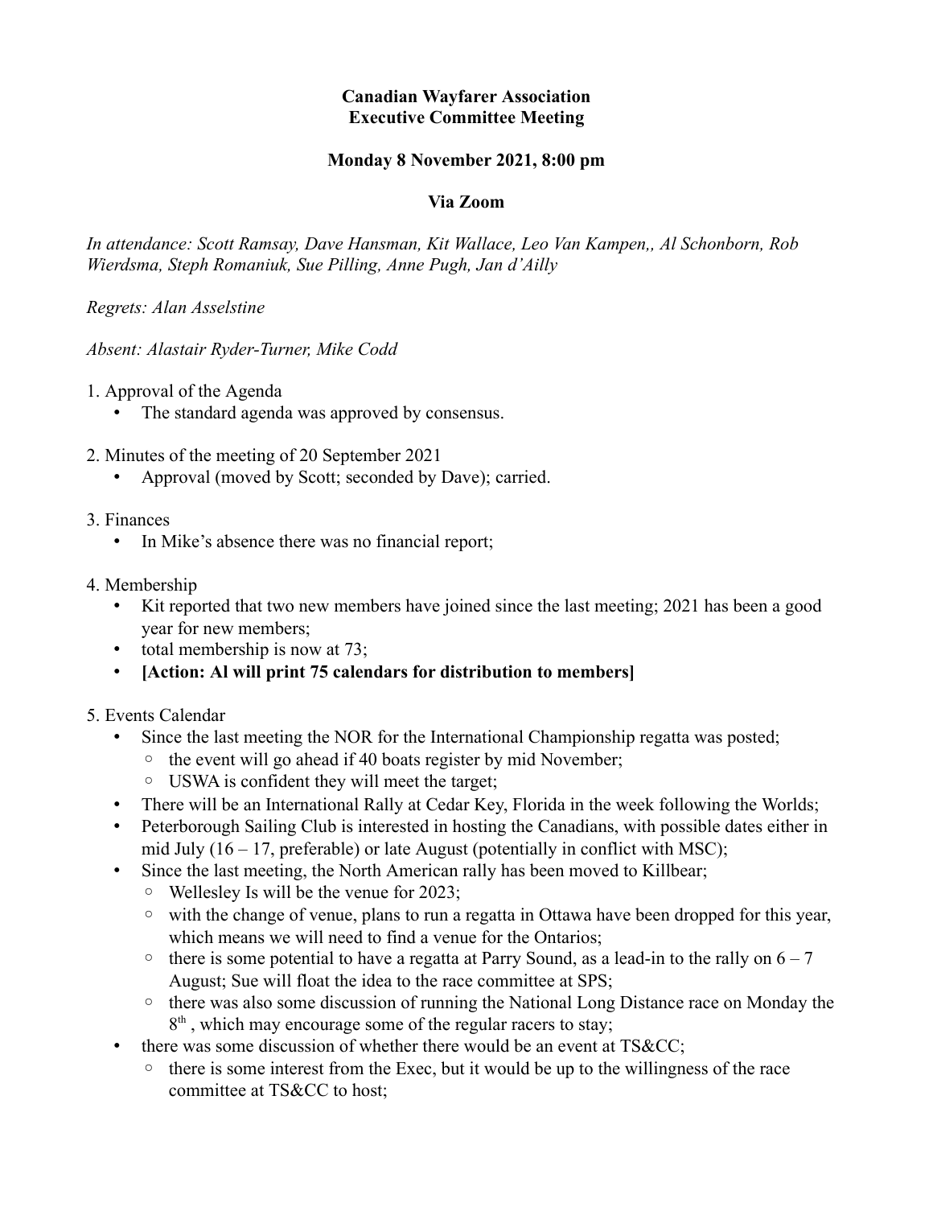**Canadian Wayfarer Association**
**Executive Committee Meeting**

**Monday 8 November 2021, 8:00 pm**

**Via Zoom**

*In attendance: Scott Ramsay, Dave Hansman, Kit Wallace, Leo Van Kampen,, Al Schonborn, Rob Wierdsma, Steph Romaniuk, Sue Pilling, Anne Pugh, Jan d'Ailly*

*Regrets: Alan Asselstine*

*Absent: Alastair Ryder-Turner, Mike Codd*

1. Approval of the Agenda
   - The standard agenda was approved by consensus.

2. Minutes of the meeting of 20 September 2021
   - Approval (moved by Scott; seconded by Dave); carried.

3. Finances
   - In Mike's absence there was no financial report;

4. Membership
   - Kit reported that two new members have joined since the last meeting; 2021 has been a good year for new members;
   - total membership is now at 73;
   - **[Action: Al will print 75 calendars for distribution to members]**

5. Events Calendar
   - Since the last meeting the NOR for the International Championship regatta was posted;
     - the event will go ahead if 40 boats register by mid November;
     - USWA is confident they will meet the target;
   - There will be an International Rally at Cedar Key, Florida in the week following the Worlds;
   - Peterborough Sailing Club is interested in hosting the Canadians, with possible dates either in mid July (16 – 17, preferable) or late August (potentially in conflict with MSC);
   - Since the last meeting, the North American rally has been moved to Killbear;
     - Wellesley Is will be the venue for 2023;
     - with the change of venue, plans to run a regatta in Ottawa have been dropped for this year, which means we will need to find a venue for the Ontarios;
     - there is some potential to have a regatta at Parry Sound, as a lead-in to the rally on 6 – 7 August; Sue will float the idea to the race committee at SPS;
     - there was also some discussion of running the National Long Distance race on Monday the 8th , which may encourage some of the regular racers to stay;
   - there was some discussion of whether there would be an event at TS&CC;
     - there is some interest from the Exec, but it would be up to the willingness of the race committee at TS&CC to host;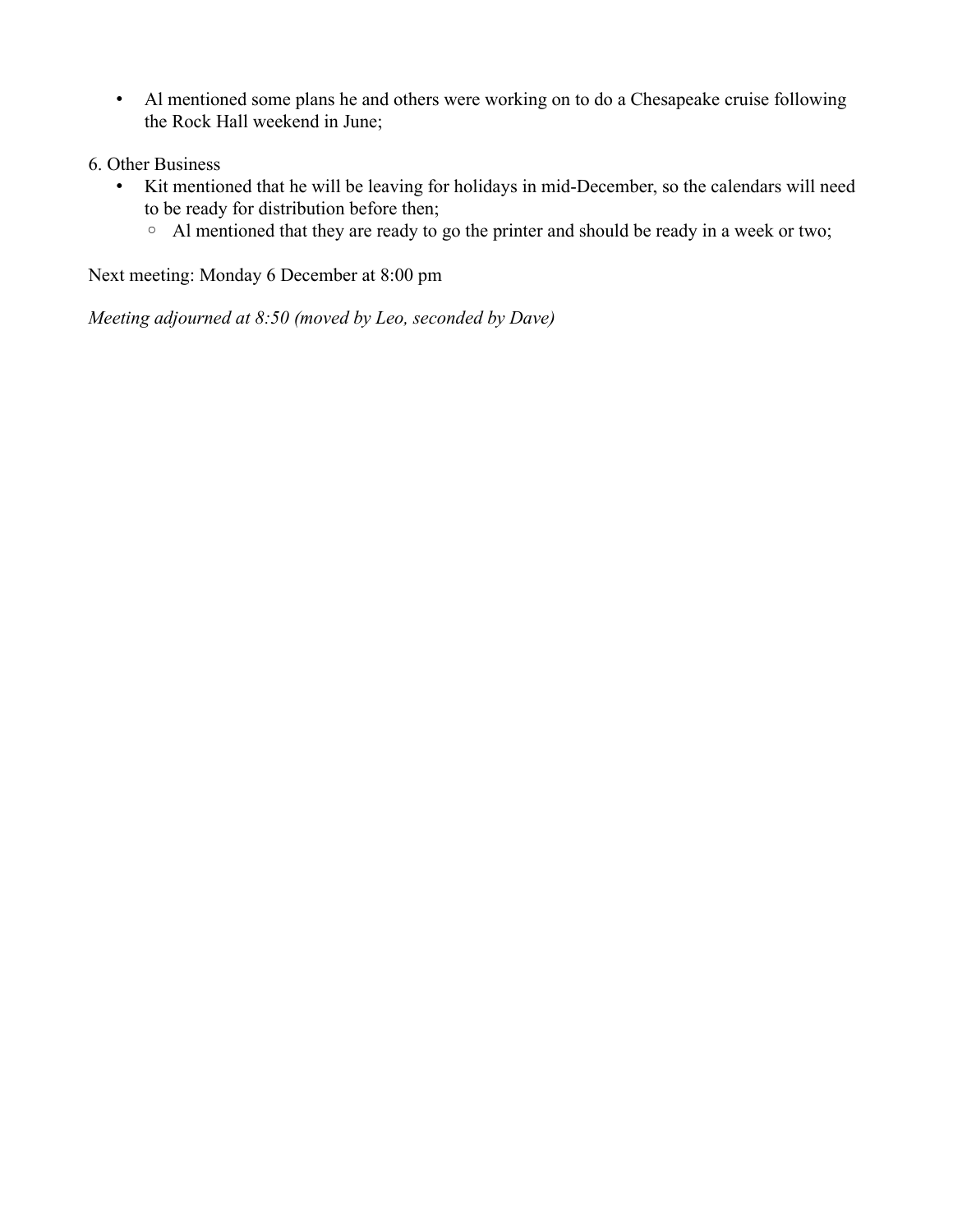- Al mentioned some plans he and others were working on to do a Chesapeake cruise following the Rock Hall weekend in June;

6. Other Business
   - Kit mentioned that he will be leaving for holidays in mid-December, so the calendars will need to be ready for distribution before then;
     - Al mentioned that they are ready to go the printer and should be ready in a week or two;

Next meeting: Monday 6 December at 8:00 pm

*Meeting adjourned at 8:50 (moved by Leo, seconded by Dave)*